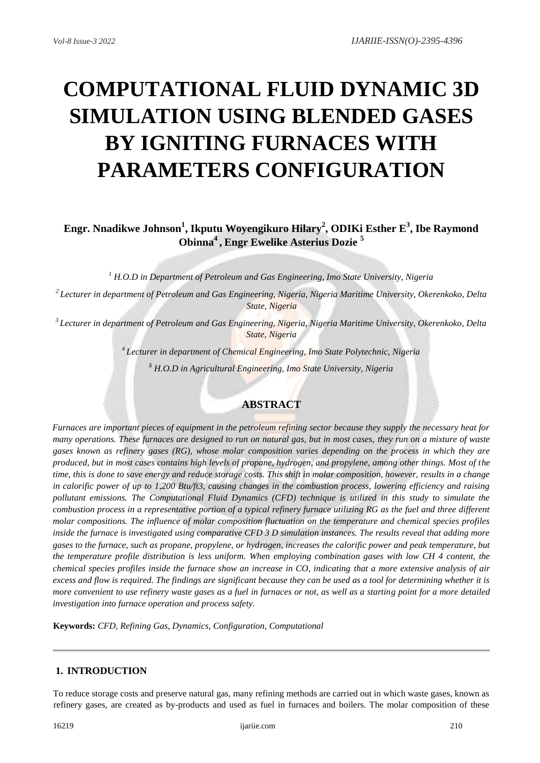# COMPUTATIONAL FLUID DYNAMIC 3D SIMULATION USING BLENDED GASES BY IGNITING FURNACES WITH PARAMETERS CONFIGURATION

**Engr. Nnadikwe Johnson[1], Ikputu Woyengikuro Hilary[2], ODIKi Esther E[3], Ibe Raymond Obinna[4], Engr Ewelike Asterius Dozie [5]**

*[1] H.O.D in Department of Petroleum and Gas Engineering, Imo State University, Nigeria*

*[2] Lecturer in department of Petroleum and Gas Engineering, Nigeria, Nigeria Maritime University, Okerenkoko, Delta State, Nigeria*

*[3] Lecturer in department of Petroleum and Gas Engineering, Nigeria, Nigeria Maritime University, Okerenkoko, Delta State, Nigeria*

*[4] Lecturer in department of Chemical Engineering, Imo State Polytechnic, Nigeria*

*[5] H.O.D in Agricultural Engineering, Imo State University, Nigeria*

## ABSTRACT

*Furnaces are important pieces of equipment in the petroleum refining sector because they supply the necessary heat for many operations. These furnaces are designed to run on natural gas, but in most cases, they run on a mixture of waste gases known as refinery gases (RG), whose molar composition varies depending on the process in which they are produced, but in most cases contains high levels of propane, hydrogen, and propylene, among other things. Most of the time, this is done to save energy and reduce storage costs. This shift in molar composition, however, results in a change in calorific power of up to 1,200 Btu/ft3, causing changes in the combustion process, lowering efficiency and raising pollutant emissions. The Computational Fluid Dynamics (CFD) technique is utilized in this study to simulate the combustion process in a representative portion of a typical refinery furnace utilizing RG as the fuel and three different molar compositions. The influence of molar composition fluctuation on the temperature and chemical species profiles inside the furnace is investigated using comparative CFD 3 D simulation instances. The results reveal that adding more gases to the furnace, such as propane, propylene, or hydrogen, increases the calorific power and peak temperature, but the temperature profile distribution is less uniform. When employing combination gases with low CH 4 content, the chemical species profiles inside the furnace show an increase in CO, indicating that a more extensive analysis of air excess and flow is required. The findings are significant because they can be used as a tool for determining whether it is more convenient to use refinery waste gases as a fuel in furnaces or not, as well as a starting point for a more detailed investigation into furnace operation and process safety.*

**Keywords:** *CFD, Refining Gas, Dynamics, Configuration, Computational*

## 1. INTRODUCTION

To reduce storage costs and preserve natural gas, many refining methods are carried out in which waste gases, known as refinery gases, are created as by-products and used as fuel in furnaces and boilers. The molar composition of these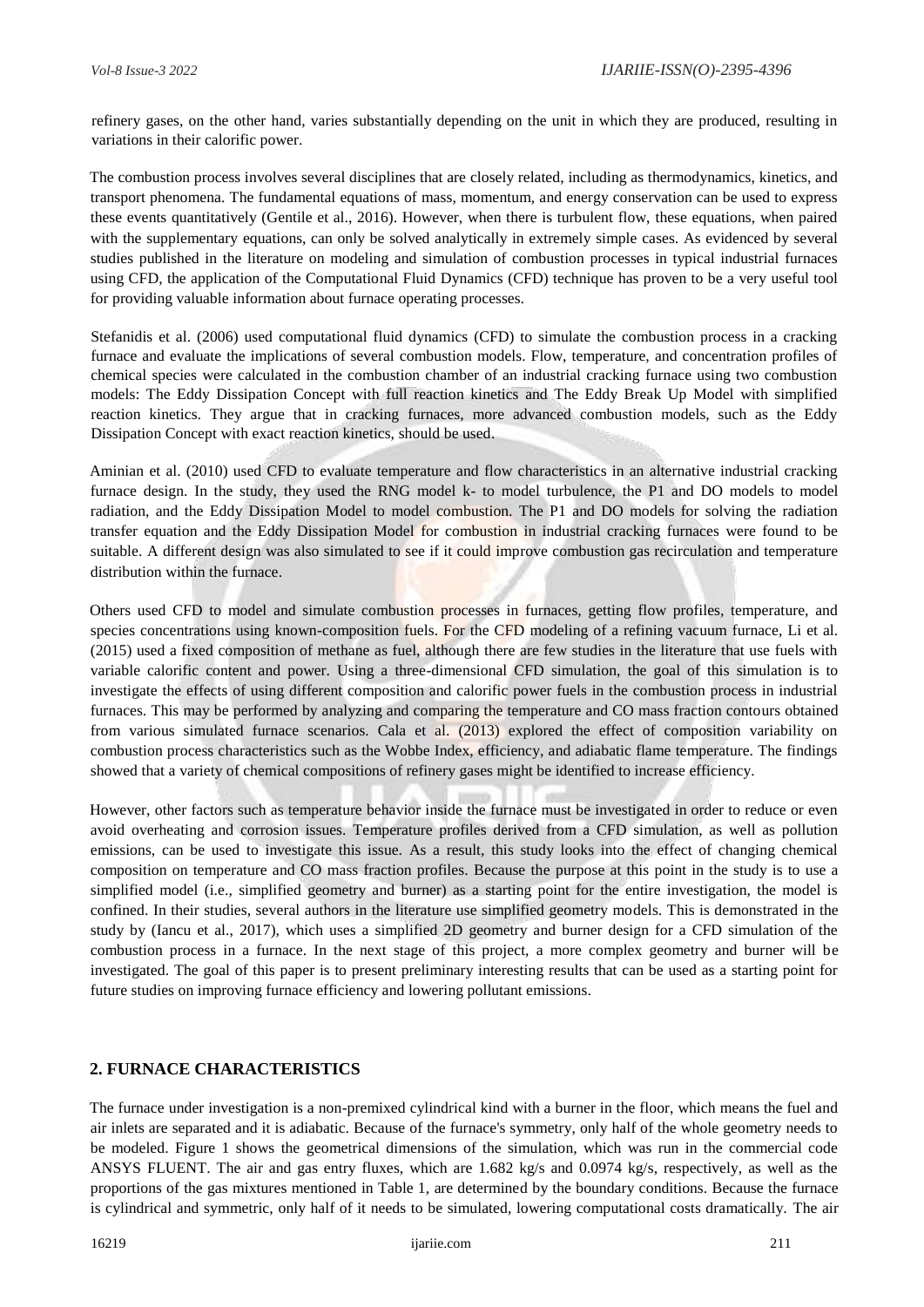refinery gases, on the other hand, varies substantially depending on the unit in which they are produced, resulting in variations in their calorific power.

The combustion process involves several disciplines that are closely related, including as thermodynamics, kinetics, and transport phenomena. The fundamental equations of mass, momentum, and energy conservation can be used to express these events quantitatively (Gentile et al., 2016). However, when there is turbulent flow, these equations, when paired with the supplementary equations, can only be solved analytically in extremely simple cases. As evidenced by several studies published in the literature on modeling and simulation of combustion processes in typical industrial furnaces using CFD, the application of the Computational Fluid Dynamics (CFD) technique has proven to be a very useful tool for providing valuable information about furnace operating processes.

Stefanidis et al. (2006) used computational fluid dynamics (CFD) to simulate the combustion process in a cracking furnace and evaluate the implications of several combustion models. Flow, temperature, and concentration profiles of chemical species were calculated in the combustion chamber of an industrial cracking furnace using two combustion models: The Eddy Dissipation Concept with full reaction kinetics and The Eddy Break Up Model with simplified reaction kinetics. They argue that in cracking furnaces, more advanced combustion models, such as the Eddy Dissipation Concept with exact reaction kinetics, should be used.

Aminian et al. (2010) used CFD to evaluate temperature and flow characteristics in an alternative industrial cracking furnace design. In the study, they used the RNG model k- to model turbulence, the P1 and DO models to model radiation, and the Eddy Dissipation Model to model combustion. The P1 and DO models for solving the radiation transfer equation and the Eddy Dissipation Model for combustion in industrial cracking furnaces were found to be suitable. A different design was also simulated to see if it could improve combustion gas recirculation and temperature distribution within the furnace.

Others used CFD to model and simulate combustion processes in furnaces, getting flow profiles, temperature, and species concentrations using known-composition fuels. For the CFD modeling of a refining vacuum furnace, Li et al. (2015) used a fixed composition of methane as fuel, although there are few studies in the literature that use fuels with variable calorific content and power. Using a three-dimensional CFD simulation, the goal of this simulation is to investigate the effects of using different composition and calorific power fuels in the combustion process in industrial furnaces. This may be performed by analyzing and comparing the temperature and CO mass fraction contours obtained from various simulated furnace scenarios. Cala et al. (2013) explored the effect of composition variability on combustion process characteristics such as the Wobbe Index, efficiency, and adiabatic flame temperature. The findings showed that a variety of chemical compositions of refinery gases might be identified to increase efficiency.

However, other factors such as temperature behavior inside the furnace must be investigated in order to reduce or even avoid overheating and corrosion issues. Temperature profiles derived from a CFD simulation, as well as pollution emissions, can be used to investigate this issue. As a result, this study looks into the effect of changing chemical composition on temperature and CO mass fraction profiles. Because the purpose at this point in the study is to use a simplified model (i.e., simplified geometry and burner) as a starting point for the entire investigation, the model is confined. In their studies, several authors in the literature use simplified geometry models. This is demonstrated in the study by (Iancu et al., 2017), which uses a simplified 2D geometry and burner design for a CFD simulation of the combustion process in a furnace. In the next stage of this project, a more complex geometry and burner will be investigated. The goal of this paper is to present preliminary interesting results that can be used as a starting point for future studies on improving furnace efficiency and lowering pollutant emissions.

## 2. FURNACE CHARACTERISTICS

The furnace under investigation is a non-premixed cylindrical kind with a burner in the floor, which means the fuel and air inlets are separated and it is adiabatic. Because of the furnace's symmetry, only half of the whole geometry needs to be modeled. Figure 1 shows the geometrical dimensions of the simulation, which was run in the commercial code ANSYS FLUENT. The air and gas entry fluxes, which are 1.682 kg/s and 0.0974 kg/s, respectively, as well as the proportions of the gas mixtures mentioned in Table 1, are determined by the boundary conditions. Because the furnace is cylindrical and symmetric, only half of it needs to be simulated, lowering computational costs dramatically. The air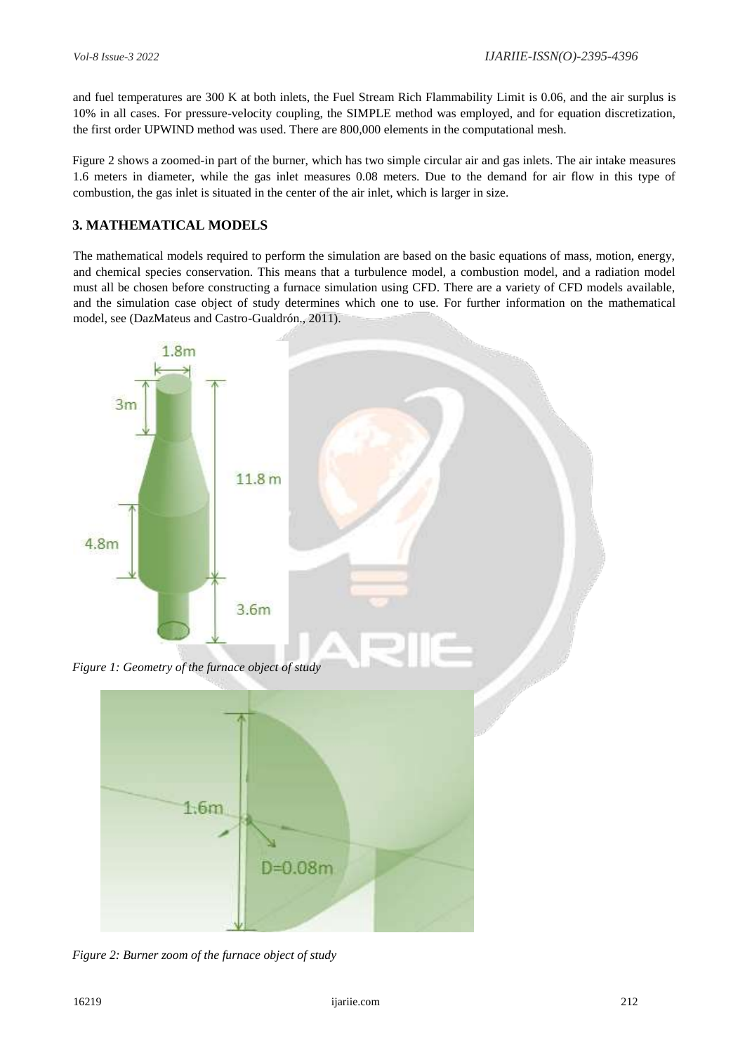and fuel temperatures are 300 K at both inlets, the Fuel Stream Rich Flammability Limit is 0.06, and the air surplus is 10% in all cases. For pressure-velocity coupling, the SIMPLE method was employed, and for equation discretization, the first order UPWIND method was used. There are 800,000 elements in the computational mesh.

Figure 2 shows a zoomed-in part of the burner, which has two simple circular air and gas inlets. The air intake measures 1.6 meters in diameter, while the gas inlet measures 0.08 meters. Due to the demand for air flow in this type of combustion, the gas inlet is situated in the center of the air inlet, which is larger in size.

## 3. MATHEMATICAL MODELS

The mathematical models required to perform the simulation are based on the basic equations of mass, motion, energy, and chemical species conservation. This means that a turbulence model, a combustion model, and a radiation model must all be chosen before constructing a furnace simulation using CFD. There are a variety of CFD models available, and the simulation case object of study determines which one to use. For further information on the mathematical model, see (DazMateus and Castro-Gualdrón., 2011).

*Figure 1: Geometry of the furnace object of study*

*Figure 2: Burner zoom of the furnace object of study*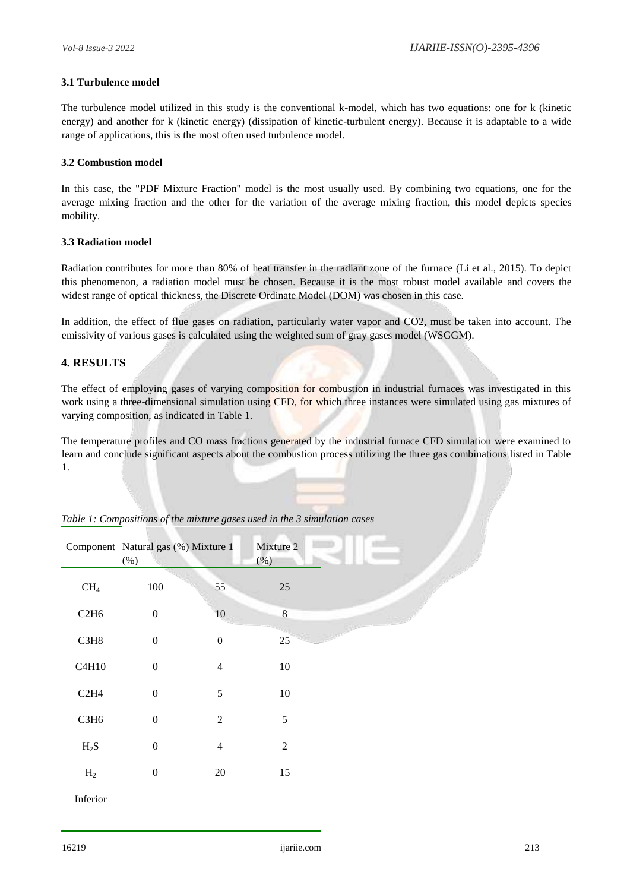### 3.1 Turbulence model

The turbulence model utilized in this study is the conventional k-model, which has two equations: one for k (kinetic energy) and another for k (kinetic energy) (dissipation of kinetic-turbulent energy). Because it is adaptable to a wide range of applications, this is the most often used turbulence model.

### 3.2 Combustion model

In this case, the "PDF Mixture Fraction" model is the most usually used. By combining two equations, one for the average mixing fraction and the other for the variation of the average mixing fraction, this model depicts species mobility.

### 3.3 Radiation model

Radiation contributes for more than 80% of heat transfer in the radiant zone of the furnace (Li et al., 2015). To depict this phenomenon, a radiation model must be chosen. Because it is the most robust model available and covers the widest range of optical thickness, the Discrete Ordinate Model (DOM) was chosen in this case.

In addition, the effect of flue gases on radiation, particularly water vapor and CO2, must be taken into account. The emissivity of various gases is calculated using the weighted sum of gray gases model (WSGGM).

## 4. RESULTS

The effect of employing gases of varying composition for combustion in industrial furnaces was investigated in this work using a three-dimensional simulation using CFD, for which three instances were simulated using gas mixtures of varying composition, as indicated in Table 1.

The temperature profiles and CO mass fractions generated by the industrial furnace CFD simulation were examined to learn and conclude significant aspects about the combustion process utilizing the three gas combinations listed in Table 1.

*Table 1: Compositions of the mixture gases used in the 3 simulation cases*

| Component | Natural gas (%) | Mixture 1 (%) | Mixture 2 (%) |
|---|---|---|---|
| $CH_4$ | 100 | 55 | 25 |
| C2H6 | 0 | 10 | 8 |
| C3H8 | 0 | 0 | 25 |
| C4H10 | 0 | 4 | 10 |
| C2H4 | 0 | 5 | 10 |
| C3H6 | 0 | 2 | 5 |
| $H_2S$ | 0 | 4 | 2 |
| $H_2$ | 0 | 20 | 15 |
| Inferior | | | |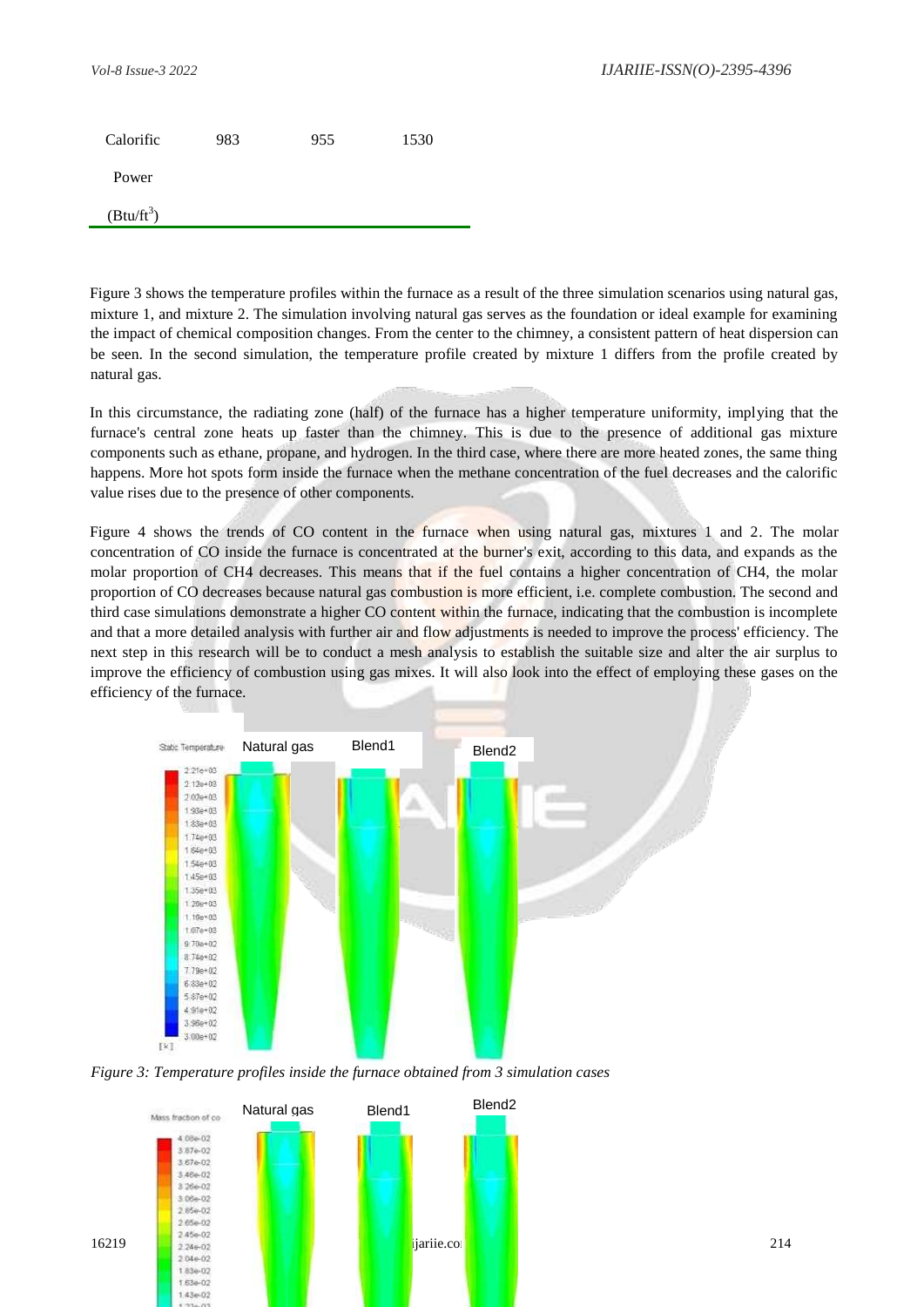| Calorific Power ($Btu/ft^3$) | 983 | 955 | 1530 |
|---|---|---|---|

Figure 3 shows the temperature profiles within the furnace as a result of the three simulation scenarios using natural gas, mixture 1, and mixture 2. The simulation involving natural gas serves as the foundation or ideal example for examining the impact of chemical composition changes. From the center to the chimney, a consistent pattern of heat dispersion can be seen. In the second simulation, the temperature profile created by mixture 1 differs from the profile created by natural gas.

In this circumstance, the radiating zone (half) of the furnace has a higher temperature uniformity, implying that the furnace's central zone heats up faster than the chimney. This is due to the presence of additional gas mixture components such as ethane, propane, and hydrogen. In the third case, where there are more heated zones, the same thing happens. More hot spots form inside the furnace when the methane concentration of the fuel decreases and the calorific value rises due to the presence of other components.

Figure 4 shows the trends of CO content in the furnace when using natural gas, mixtures 1 and 2. The molar concentration of CO inside the furnace is concentrated at the burner's exit, according to this data, and expands as the molar proportion of $CH_4$ decreases. This means that if the fuel contains a higher concentration of $CH_4$, the molar proportion of CO decreases because natural gas combustion is more efficient, i.e. complete combustion. The second and third case simulations demonstrate a higher CO content within the furnace, indicating that the combustion is incomplete and that a more detailed analysis with further air and flow adjustments is needed to improve the process' efficiency. The next step in this research will be to conduct a mesh analysis to establish the suitable size and alter the air surplus to improve the efficiency of combustion using gas mixes. It will also look into the effect of employing these gases on the efficiency of the furnace.

*Figure 3: Temperature profiles inside the furnace obtained from 3 simulation cases*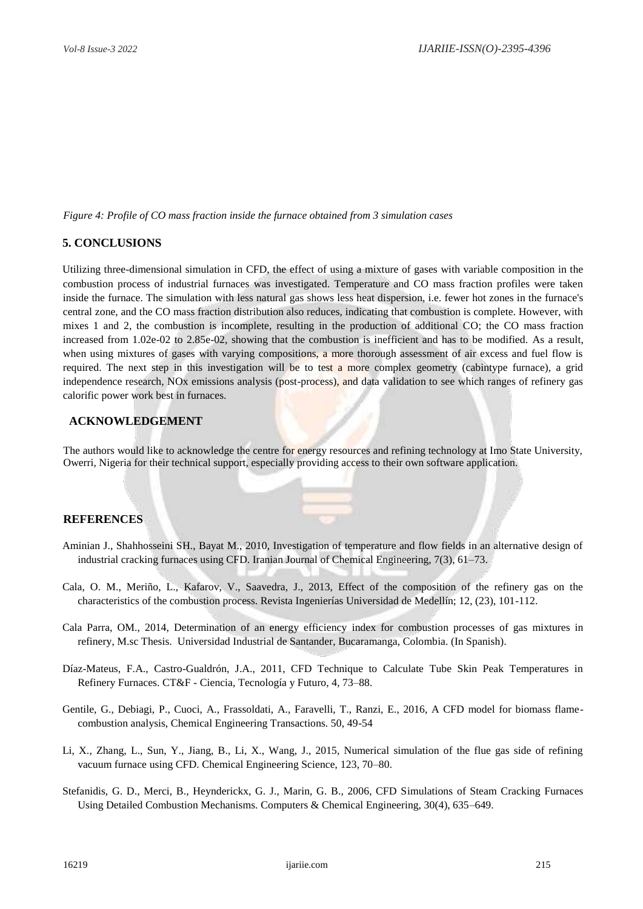*Figure 4: Profile of CO mass fraction inside the furnace obtained from 3 simulation cases*

## 5. CONCLUSIONS

Utilizing three-dimensional simulation in CFD, the effect of using a mixture of gases with variable composition in the combustion process of industrial furnaces was investigated. Temperature and CO mass fraction profiles were taken inside the furnace. The simulation with less natural gas shows less heat dispersion, i.e. fewer hot zones in the furnace's central zone, and the CO mass fraction distribution also reduces, indicating that combustion is complete. However, with mixes 1 and 2, the combustion is incomplete, resulting in the production of additional CO; the CO mass fraction increased from 1.02e-02 to 2.85e-02, showing that the combustion is inefficient and has to be modified. As a result, when using mixtures of gases with varying compositions, a more thorough assessment of air excess and fuel flow is required. The next step in this investigation will be to test a more complex geometry (cabintype furnace), a grid independence research, NOx emissions analysis (post-process), and data validation to see which ranges of refinery gas calorific power work best in furnaces.

## ACKNOWLEDGEMENT

The authors would like to acknowledge the centre for energy resources and refining technology at Imo State University, Owerri, Nigeria for their technical support, especially providing access to their own software application.

## REFERENCES

Aminian J., Shahhosseini SH., Bayat M., 2010, Investigation of temperature and flow fields in an alternative design of industrial cracking furnaces using CFD. Iranian Journal of Chemical Engineering, 7(3), 61–73.

Cala, O. M., Meriño, L., Kafarov, V., Saavedra, J., 2013, Effect of the composition of the refinery gas on the characteristics of the combustion process. Revista Ingenierías Universidad de Medellín; 12, (23), 101-112.

Cala Parra, OM., 2014, Determination of an energy efficiency index for combustion processes of gas mixtures in refinery, M.sc Thesis. Universidad Industrial de Santander, Bucaramanga, Colombia. (In Spanish).

Díaz-Mateus, F.A., Castro-Gualdrón, J.A., 2011, CFD Technique to Calculate Tube Skin Peak Temperatures in Refinery Furnaces. CT&F - Ciencia, Tecnología y Futuro, 4, 73–88.

Gentile, G., Debiagi, P., Cuoci, A., Frassoldati, A., Faravelli, T., Ranzi, E., 2016, A CFD model for biomass flame-combustion analysis, Chemical Engineering Transactions. 50, 49-54

Li, X., Zhang, L., Sun, Y., Jiang, B., Li, X., Wang, J., 2015, Numerical simulation of the flue gas side of refining vacuum furnace using CFD. Chemical Engineering Science, 123, 70–80.

Stefanidis, G. D., Merci, B., Heynderickx, G. J., Marin, G. B., 2006, CFD Simulations of Steam Cracking Furnaces Using Detailed Combustion Mechanisms. Computers & Chemical Engineering, 30(4), 635–649.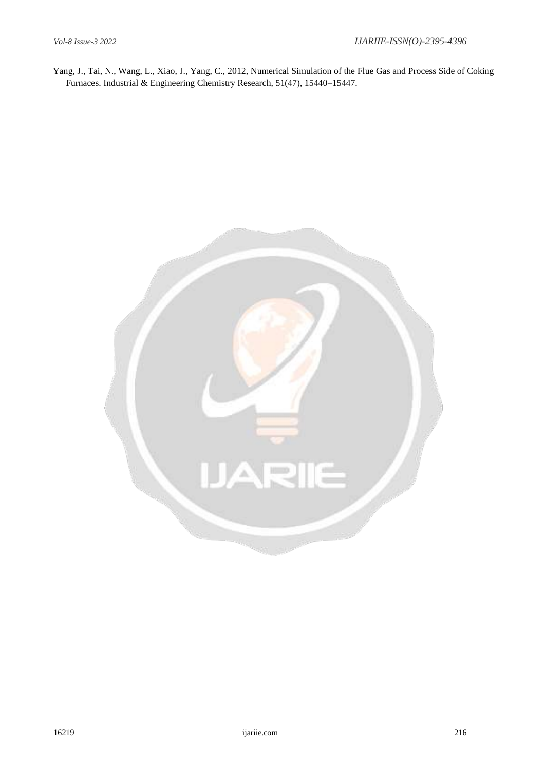Yang, J., Tai, N., Wang, L., Xiao, J., Yang, C., 2012, Numerical Simulation of the Flue Gas and Process Side of Coking Furnaces. Industrial & Engineering Chemistry Research, 51(47), 15440–15447.